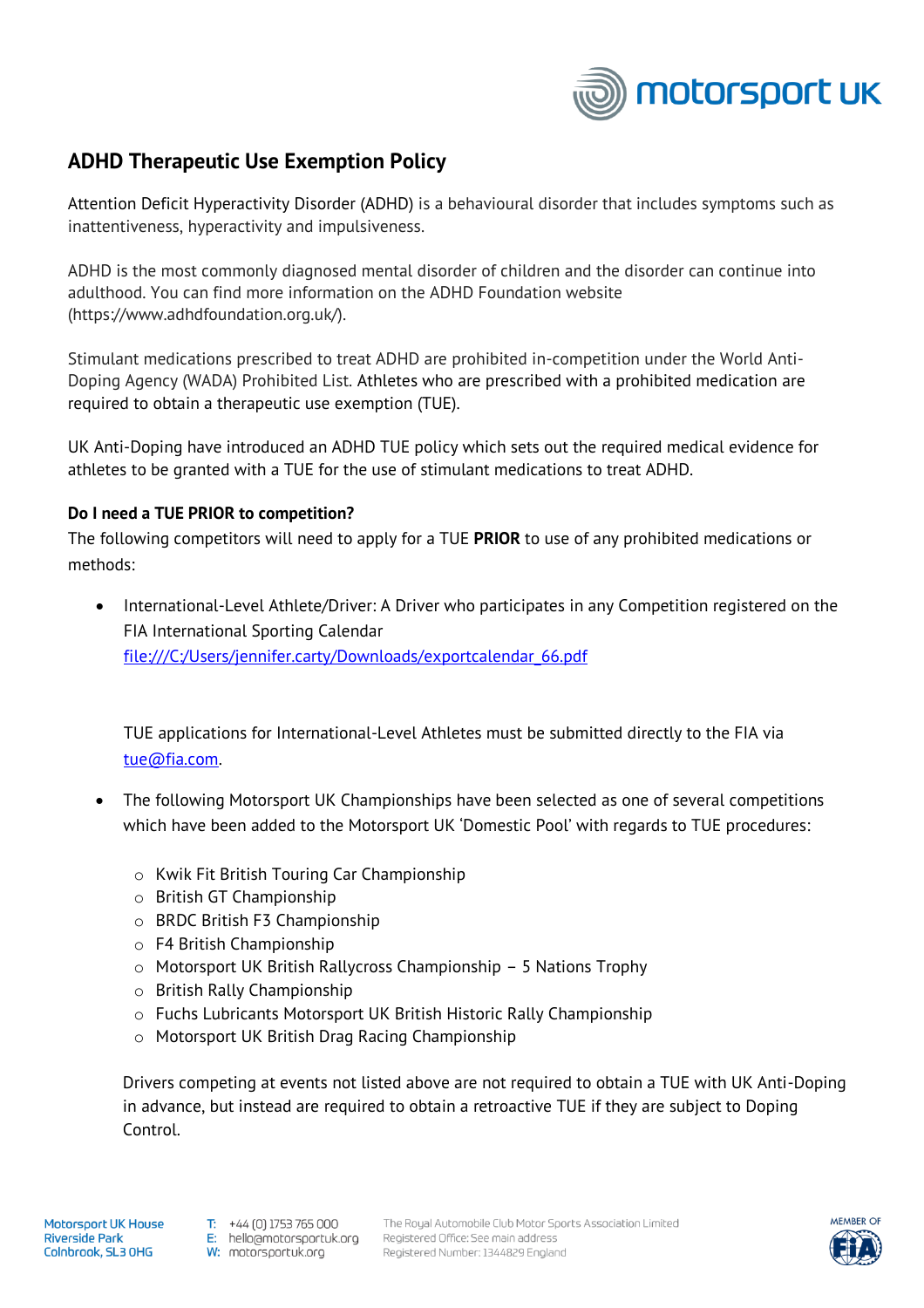# ADHD Therapeutic Use Exemption Policy

Attention Deficit Hyperactivity Disorder (ADHD) is a behavioural disorder that includes symptoms such as inattentiveness, hyperactivity and impulsiveness.

ADHD is the most commonly diagnosed mental disorder of children and the disorder can continue into adulthood. You can find more information on the ADHD Foundation website (https://www.adhdfoundation.org.uk/).

Stimulant medications prescribed to treat ADHD are prohibited in-competition under the World Anti-Doping Agency (WADA) Prohibited List. Athletes who are prescribed with a prohibited medication are required to obtain a therapeutic use exemption (TUE).

UK Anti-Doping have introduced an ADHD TUE policy which sets out the required medical evidence for athletes to be granted with a TUE for the use of stimulant medications to treat ADHD.

**Do I need a TUE PRIOR to competition?**

The following competitors will need to apply for a TUE **PRIOR** to use of any prohibited medications or methods:

- International-Level Athlete/Driver: A Driver who participates in any Competition registered on the FIA International Sporting Calendar file:///C:/Users/jennifer.carty/Downloads/exportcalendar_66.pdf

  TUE applications for International-Level Athletes must be submitted directly to the FIA via tue@fia.com.

- The following Motorsport UK Championships have been selected as one of several competitions which have been added to the Motorsport UK 'Domestic Pool' with regards to TUE procedures:

  - Kwik Fit British Touring Car Championship
  - British GT Championship
  - BRDC British F3 Championship
  - F4 British Championship
  - Motorsport UK British Rallycross Championship – 5 Nations Trophy
  - British Rally Championship
  - Fuchs Lubricants Motorsport UK British Historic Rally Championship
  - Motorsport UK British Drag Racing Championship

  Drivers competing at events not listed above are not required to obtain a TUE with UK Anti-Doping in advance, but instead are required to obtain a retroactive TUE if they are subject to Doping Control.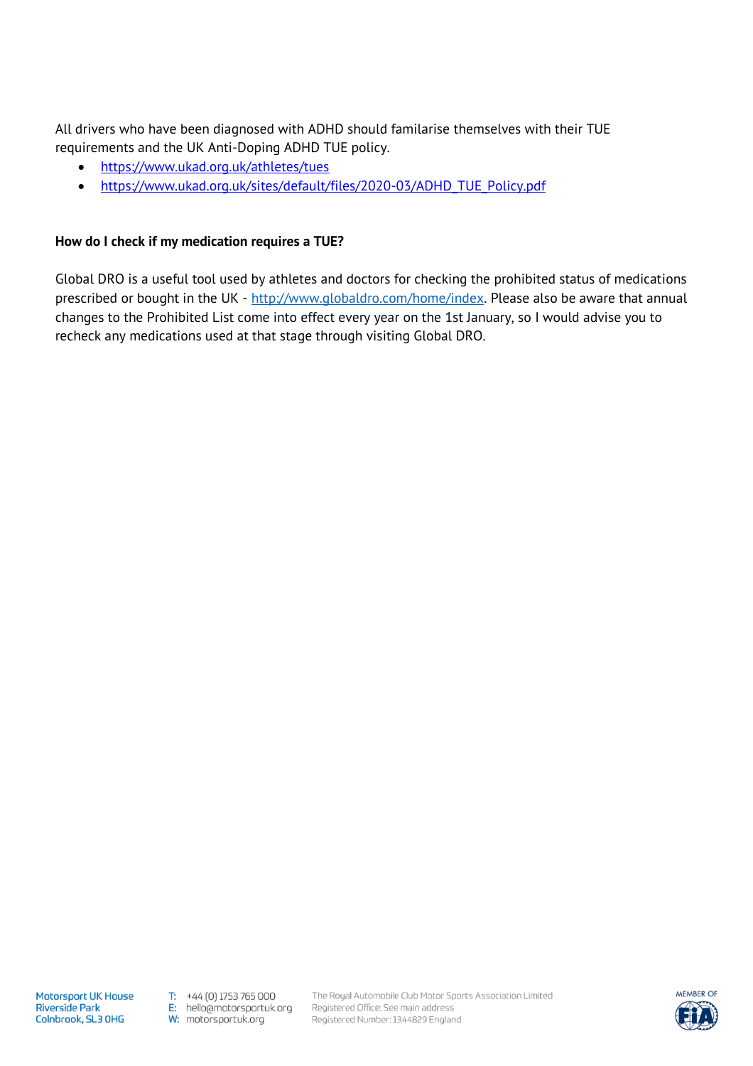All drivers who have been diagnosed with ADHD should familarise themselves with their TUE requirements and the UK Anti-Doping ADHD TUE policy.

- https://www.ukad.org.uk/athletes/tues
- https://www.ukad.org.uk/sites/default/files/2020-03/ADHD_TUE_Policy.pdf

**How do I check if my medication requires a TUE?**

Global DRO is a useful tool used by athletes and doctors for checking the prohibited status of medications prescribed or bought in the UK - http://www.globaldro.com/home/index. Please also be aware that annual changes to the Prohibited List come into effect every year on the 1st January, so I would advise you to recheck any medications used at that stage through visiting Global DRO.